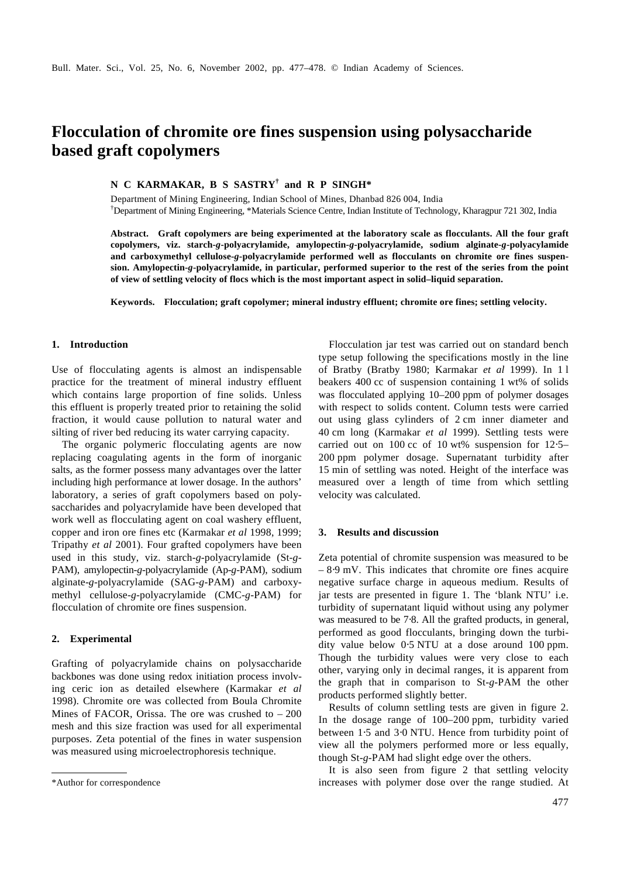# Flocculation of chromite ore fines suspension using polysaccharide based graft copolymers

**N C KARMAKAR, B S SASTRY[†] and R P SINGH***

Department of Mining Engineering, Indian School of Mines, Dhanbad 826 004, India
[†]Department of Mining Engineering, *Materials Science Centre, Indian Institute of Technology, Kharagpur 721 302, India

**Abstract. Graft copolymers are being experimented at the laboratory scale as flocculants. All the four graft copolymers, viz. starch-*g*-polyacrylamide, amylopectin-*g*-polyacrylamide, sodium alginate-*g*-polyacylamide and carboxymethyl cellulose-*g*-polyacrylamide performed well as flocculants on chromite ore fines suspension. Amylopectin-*g*-polyacrylamide, in particular, performed superior to the rest of the series from the point of view of settling velocity of flocs which is the most important aspect in solid–liquid separation.**

**Keywords. Flocculation; graft copolymer; mineral industry effluent; chromite ore fines; settling velocity.**

## 1. Introduction

Use of flocculating agents is almost an indispensable practice for the treatment of mineral industry effluent which contains large proportion of fine solids. Unless this effluent is properly treated prior to retaining the solid fraction, it would cause pollution to natural water and silting of river bed reducing its water carrying capacity.

The organic polymeric flocculating agents are now replacing coagulating agents in the form of inorganic salts, as the former possess many advantages over the latter including high performance at lower dosage. In the authors' laboratory, a series of graft copolymers based on polysaccharides and polyacrylamide have been developed that work well as flocculating agent on coal washery effluent, copper and iron ore fines etc (Karmakar *et al* 1998, 1999; Tripathy *et al* 2001). Four grafted copolymers have been used in this study, viz. starch-*g*-polyacrylamide (St-*g*-PAM), amylopectin-*g*-polyacrylamide (Ap-*g*-PAM), sodium alginate-*g*-polyacrylamide (SAG-*g*-PAM) and carboxymethyl cellulose-*g*-polyacrylamide (CMC-*g*-PAM) for flocculation of chromite ore fines suspension.

## 2. Experimental

Grafting of polyacrylamide chains on polysaccharide backbones was done using redox initiation process involving ceric ion as detailed elsewhere (Karmakar *et al* 1998). Chromite ore was collected from Boula Chromite Mines of FACOR, Orissa. The ore was crushed to – 200 mesh and this size fraction was used for all experimental purposes. Zeta potential of the fines in water suspension was measured using microelectrophoresis technique.

Flocculation jar test was carried out on standard bench type setup following the specifications mostly in the line of Bratby (Bratby 1980; Karmakar *et al* 1999). In 1 l beakers 400 cc of suspension containing 1 wt% of solids was flocculated applying 10–200 ppm of polymer dosages with respect to solids content. Column tests were carried out using glass cylinders of 2 cm inner diameter and 40 cm long (Karmakar *et al* 1999). Settling tests were carried out on 100 cc of 10 wt% suspension for 12·5–200 ppm polymer dosage. Supernatant turbidity after 15 min of settling was noted. Height of the interface was measured over a length of time from which settling velocity was calculated.

## 3. Results and discussion

Zeta potential of chromite suspension was measured to be – 8·9 mV. This indicates that chromite ore fines acquire negative surface charge in aqueous medium. Results of jar tests are presented in figure 1. The 'blank NTU' i.e. turbidity of supernatant liquid without using any polymer was measured to be 7·8. All the grafted products, in general, performed as good flocculants, bringing down the turbidity value below 0·5 NTU at a dose around 100 ppm. Though the turbidity values were very close to each other, varying only in decimal ranges, it is apparent from the graph that in comparison to St-*g*-PAM the other products performed slightly better.

Results of column settling tests are given in figure 2. In the dosage range of 100–200 ppm, turbidity varied between 1·5 and 3·0 NTU. Hence from turbidity point of view all the polymers performed more or less equally, though St-*g*-PAM had slight edge over the others.

It is also seen from figure 2 that settling velocity increases with polymer dose over the range studied. At

*Author for correspondence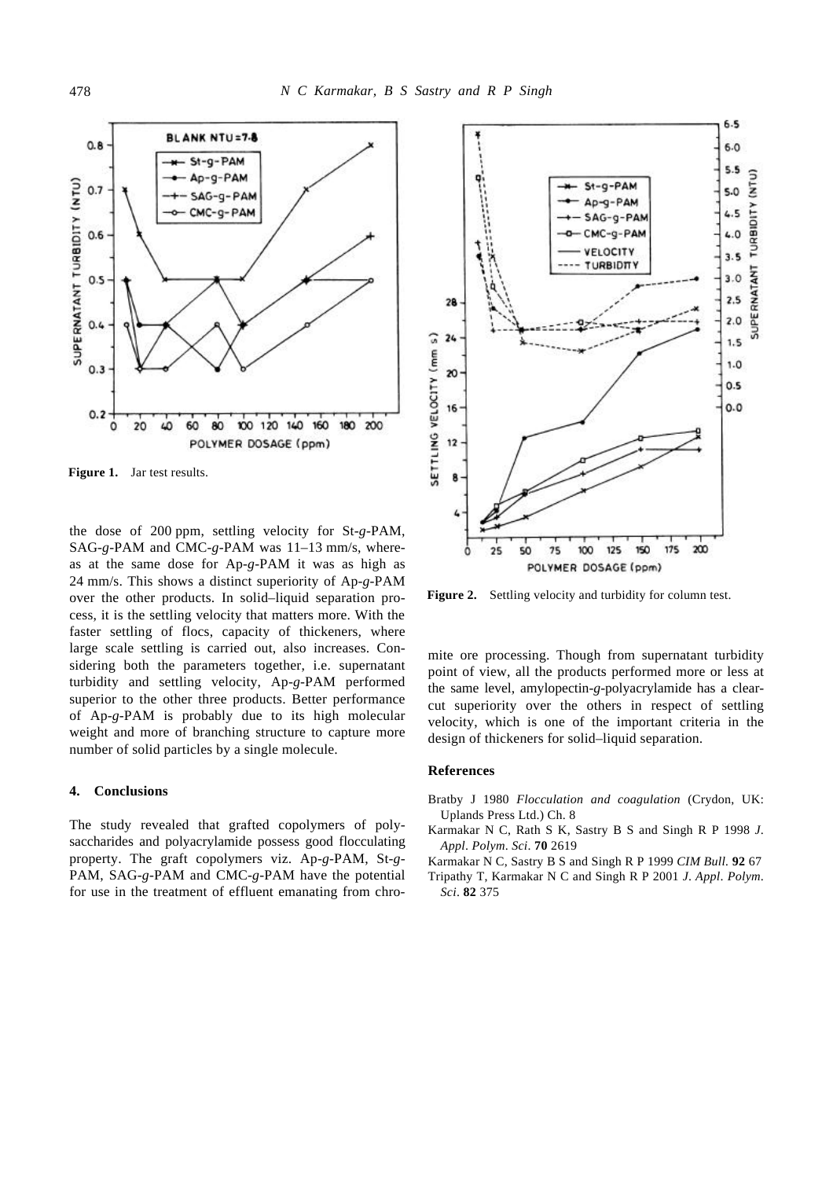BLANK NTU = 7.8

St-g-PAM
Ap-g-PAM
SAG-g-PAM
CMC-g-PAM

SUPERNATANT TURBIDITY (NTU)

0.8
0.7
0.6
0.5
0.4
0.3
0.2

0 20 40 60 80 100 120 140 160 180 200

POLYMER DOSAGE (ppm)

**Figure 1.** Jar test results.

St-g-PAM
Ap-g-PAM
SAG-g-PAM
CMC-g-PAM
VELOCITY
TURBIDITY

SETTLING VELOCITY (mm s)

28
24
20
16
12
8
4

SUPERNATANT TURBIDITY (NTU)

6.5
6.0
5.5
5.0
4.5
4.0
3.5
3.0
2.5
2.0
1.5
1.0
0.5
0.0

0 25 50 75 100 125 150 175 200

POLYMER DOSAGE (ppm)

**Figure 2.** Settling velocity and turbidity for column test.

the dose of 200 ppm, settling velocity for St-*g*-PAM, SAG-*g*-PAM and CMC-*g*-PAM was 11–13 mm/s, whereas at the same dose for Ap-*g*-PAM it was as high as 24 mm/s. This shows a distinct superiority of Ap-*g*-PAM over the other products. In solid–liquid separation process, it is the settling velocity that matters more. With the faster settling of flocs, capacity of thickeners, where large scale settling is carried out, also increases. Considering both the parameters together, i.e. supernatant turbidity and settling velocity, Ap-*g*-PAM performed superior to the other three products. Better performance of Ap-*g*-PAM is probably due to its high molecular weight and more of branching structure to capture more number of solid particles by a single molecule.

## 4. Conclusions

The study revealed that grafted copolymers of polysaccharides and polyacrylamide possess good flocculating property. The graft copolymers viz. Ap-*g*-PAM, St-*g*-PAM, SAG-*g*-PAM and CMC-*g*-PAM have the potential for use in the treatment of effluent emanating from chromite ore processing. Though from supernatant turbidity point of view, all the products performed more or less at the same level, amylopectin-*g*-polyacrylamide has a clear-cut superiority over the others in respect of settling velocity, which is one of the important criteria in the design of thickeners for solid–liquid separation.

## References

Bratby J 1980 *Flocculation and coagulation* (Crydon, UK: Uplands Press Ltd.) Ch. 8

Karmakar N C, Rath S K, Sastry B S and Singh R P 1998 *J. Appl. Polym. Sci.* **70** 2619

Karmakar N C, Sastry B S and Singh R P 1999 *CIM Bull.* **92** 67

Tripathy T, Karmakar N C and Singh R P 2001 *J. Appl. Polym. Sci.* **82** 375